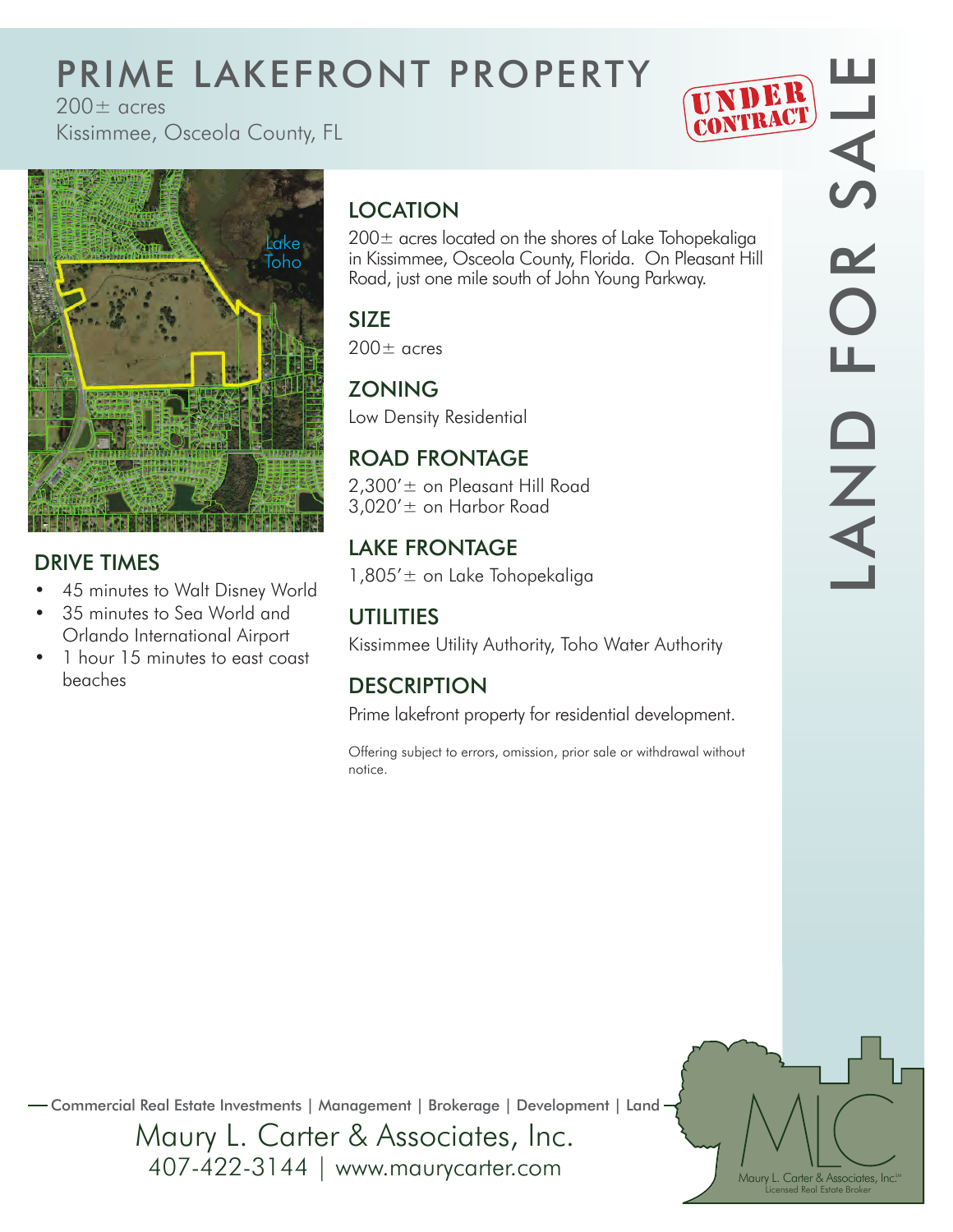# PRIME LAKEFRONT PROPERTY

200± acres
Kissimmee, Osceola County, FL

UNDER CONTRACT

LAND FOR SALE

Lake Toho

## LOCATION

200± acres located on the shores of Lake Tohopekaliga in Kissimmee, Osceola County, Florida. On Pleasant Hill Road, just one mile south of John Young Parkway.

## SIZE

200± acres

## ZONING

Low Density Residential

## ROAD FRONTAGE

2,300'± on Pleasant Hill Road
3,020'± on Harbor Road

## LAKE FRONTAGE

1,805'± on Lake Tohopekaliga

## UTILITIES

Kissimmee Utility Authority, Toho Water Authority

## DESCRIPTION

Prime lakefront property for residential development.

Offering subject to errors, omission, prior sale or withdrawal without notice.

## DRIVE TIMES

- 45 minutes to Walt Disney World
- 35 minutes to Sea World and Orlando International Airport
- 1 hour 15 minutes to east coast beaches

Commercial Real Estate Investments | Management | Brokerage | Development | Land

Maury L. Carter & Associates, Inc.
407-422-3144 | www.maurycarter.com

MLC
Maury L. Carter & Associates, Inc.
Licensed Real Estate Broker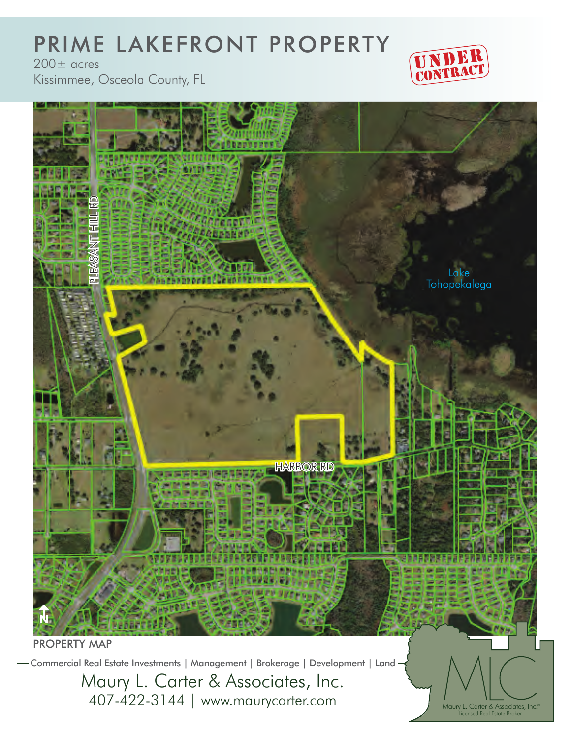# PRIME LAKEFRONT PROPERTY

200± acres

Kissimmee, Osceola County, FL

UNDER CONTRACT

PLEASANT HILL RD

Lake Tohopekalega

HARBOR RD

N

PROPERTY MAP

Commercial Real Estate Investments | Management | Brokerage | Development | Land

Maury L. Carter & Associates, Inc.

407-422-3144 | www.maurycarter.com

MLC

Maury L. Carter & Associates, Inc.℠

Licensed Real Estate Broker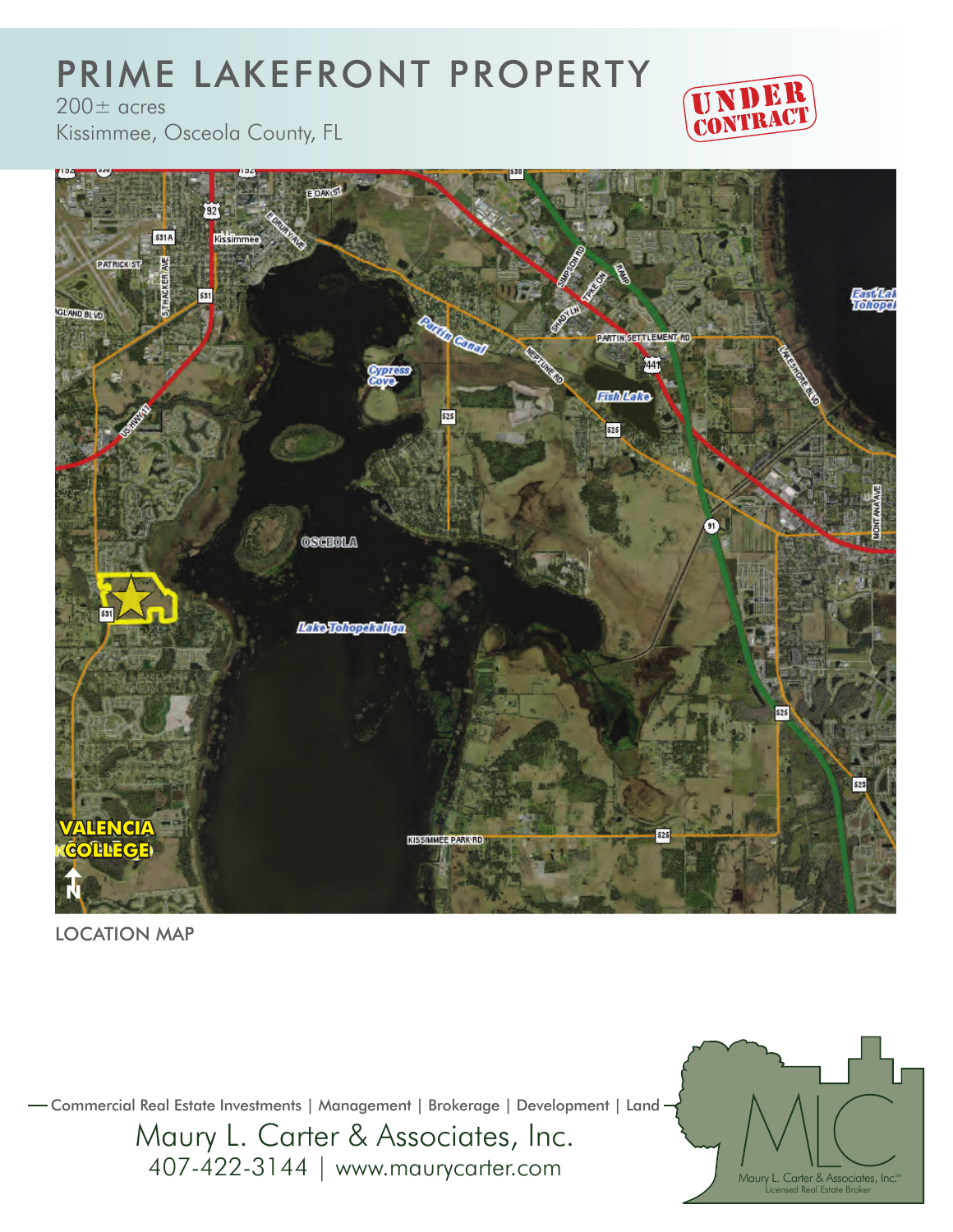# PRIME LAKEFRONT PROPERTY

200± acres

Kissimmee, Osceola County, FL

UNDER CONTRACT

LOCATION MAP

Commercial Real Estate Investments | Management | Brokerage | Development | Land

Maury L. Carter & Associates, Inc.

407-422-3144 | www.maurycarter.com

Maury L. Carter & Associates, Inc.℠
Licensed Real Estate Broker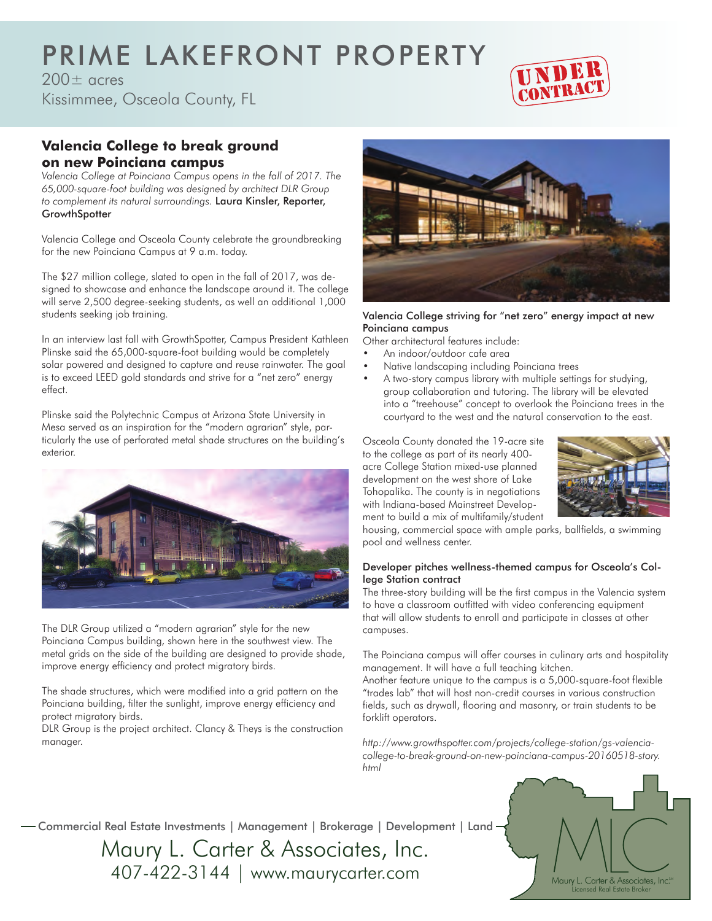# PRIME LAKEFRONT PROPERTY

200± acres

Kissimmee, Osceola County, FL

UNDER CONTRACT

## Valencia College to break ground on new Poinciana campus

*Valencia College at Poinciana Campus opens in the fall of 2017. The 65,000-square-foot building was designed by architect DLR Group to complement its natural surroundings.* Laura Kinsler, Reporter, GrowthSpotter

Valencia College and Osceola County celebrate the groundbreaking for the new Poinciana Campus at 9 a.m. today.

The $27 million college, slated to open in the fall of 2017, was designed to showcase and enhance the landscape around it. The college will serve 2,500 degree-seeking students, as well an additional 1,000 students seeking job training.

In an interview last fall with GrowthSpotter, Campus President Kathleen Plinske said the 65,000-square-foot building would be completely solar powered and designed to capture and reuse rainwater. The goal is to exceed LEED gold standards and strive for a "net zero" energy effect.

Plinske said the Polytechnic Campus at Arizona State University in Mesa served as an inspiration for the "modern agrarian" style, particularly the use of perforated metal shade structures on the building's exterior.

The DLR Group utilized a "modern agrarian" style for the new Poinciana Campus building, shown here in the southwest view. The metal grids on the side of the building are designed to provide shade, improve energy efficiency and protect migratory birds.

The shade structures, which were modified into a grid pattern on the Poinciana building, filter the sunlight, improve energy efficiency and protect migratory birds.

DLR Group is the project architect. Clancy & Theys is the construction manager.

Valencia College striving for "net zero" energy impact at new Poinciana campus

Other architectural features include:

- An indoor/outdoor cafe area
- Native landscaping including Poinciana trees
- A two-story campus library with multiple settings for studying, group collaboration and tutoring. The library will be elevated into a "treehouse" concept to overlook the Poinciana trees in the courtyard to the west and the natural conservation to the east.

Osceola County donated the 19-acre site to the college as part of its nearly 400-acre College Station mixed-use planned development on the west shore of Lake Tohopalika. The county is in negotiations with Indiana-based Mainstreet Development to build a mix of multifamily/student housing, commercial space with ample parks, ballfields, a swimming pool and wellness center.

### Developer pitches wellness-themed campus for Osceola's College Station contract

The three-story building will be the first campus in the Valencia system to have a classroom outfitted with video conferencing equipment that will allow students to enroll and participate in classes at other campuses.

The Poinciana campus will offer courses in culinary arts and hospitality management. It will have a full teaching kitchen.

Another feature unique to the campus is a 5,000-square-foot flexible "trades lab" that will host non-credit courses in various construction fields, such as drywall, flooring and masonry, or train students to be forklift operators.

*http://www.growthspotter.com/projects/college-station/gs-valencia-college-to-break-ground-on-new-poinciana-campus-20160518-story.html*

Commercial Real Estate Investments | Management | Brokerage | Development | Land

Maury L. Carter & Associates, Inc.

407-422-3144 | www.maurycarter.com

Maury L. Carter & Associates, Inc.
Licensed Real Estate Broker